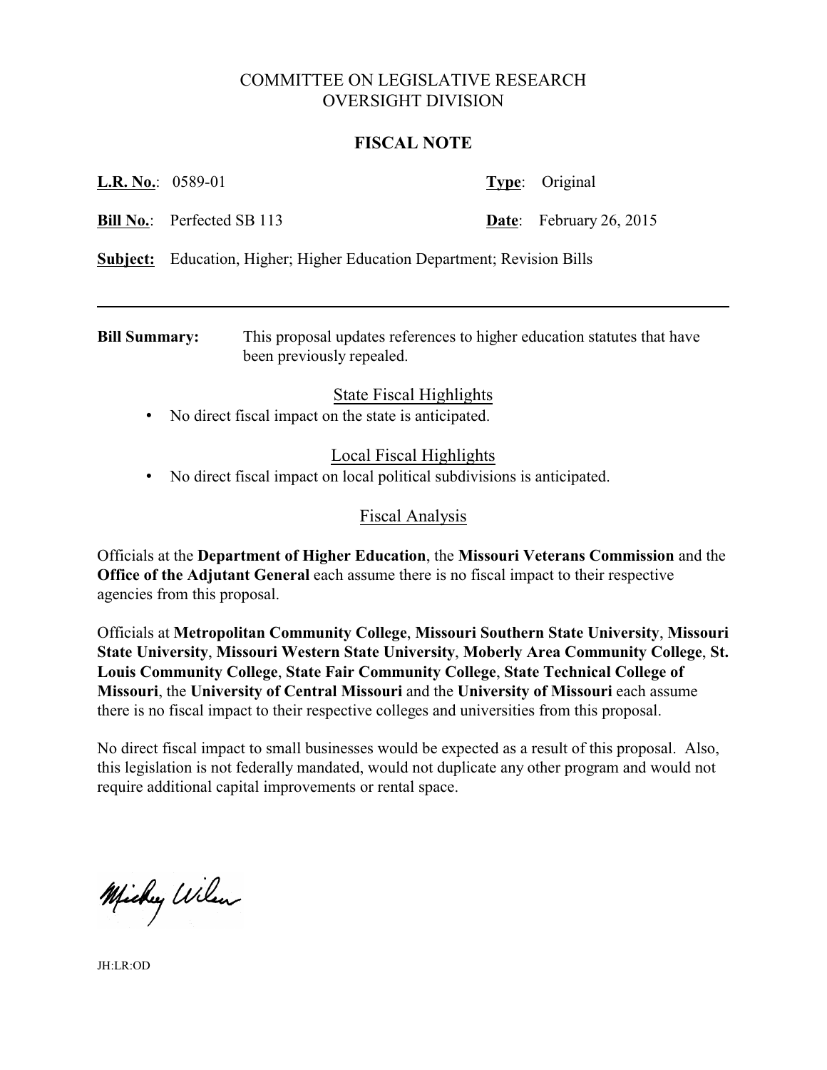# COMMITTEE ON LEGISLATIVE RESEARCH
# OVERSIGHT DIVISION

## FISCAL NOTE

**L.R. No.**: 0589-01 | **Type**: Original

**Bill No.**: Perfected SB 113 | **Date**: February 26, 2015

**Subject:** Education, Higher; Higher Education Department; Revision Bills

---

**Bill Summary:** This proposal updates references to higher education statutes that have been previously repealed.

### State Fiscal Highlights

- No direct fiscal impact on the state is anticipated.

### Local Fiscal Highlights

- No direct fiscal impact on local political subdivisions is anticipated.

### Fiscal Analysis

Officials at the **Department of Higher Education**, the **Missouri Veterans Commission** and the **Office of the Adjutant General** each assume there is no fiscal impact to their respective agencies from this proposal.

Officials at **Metropolitan Community College**, **Missouri Southern State University**, **Missouri State University**, **Missouri Western State University**, **Moberly Area Community College**, **St. Louis Community College**, **State Fair Community College**, **State Technical College of Missouri**, the **University of Central Missouri** and the **University of Missouri** each assume there is no fiscal impact to their respective colleges and universities from this proposal.

No direct fiscal impact to small businesses would be expected as a result of this proposal. Also, this legislation is not federally mandated, would not duplicate any other program and would not require additional capital improvements or rental space.

Mickey Wilson

JH:LR:OD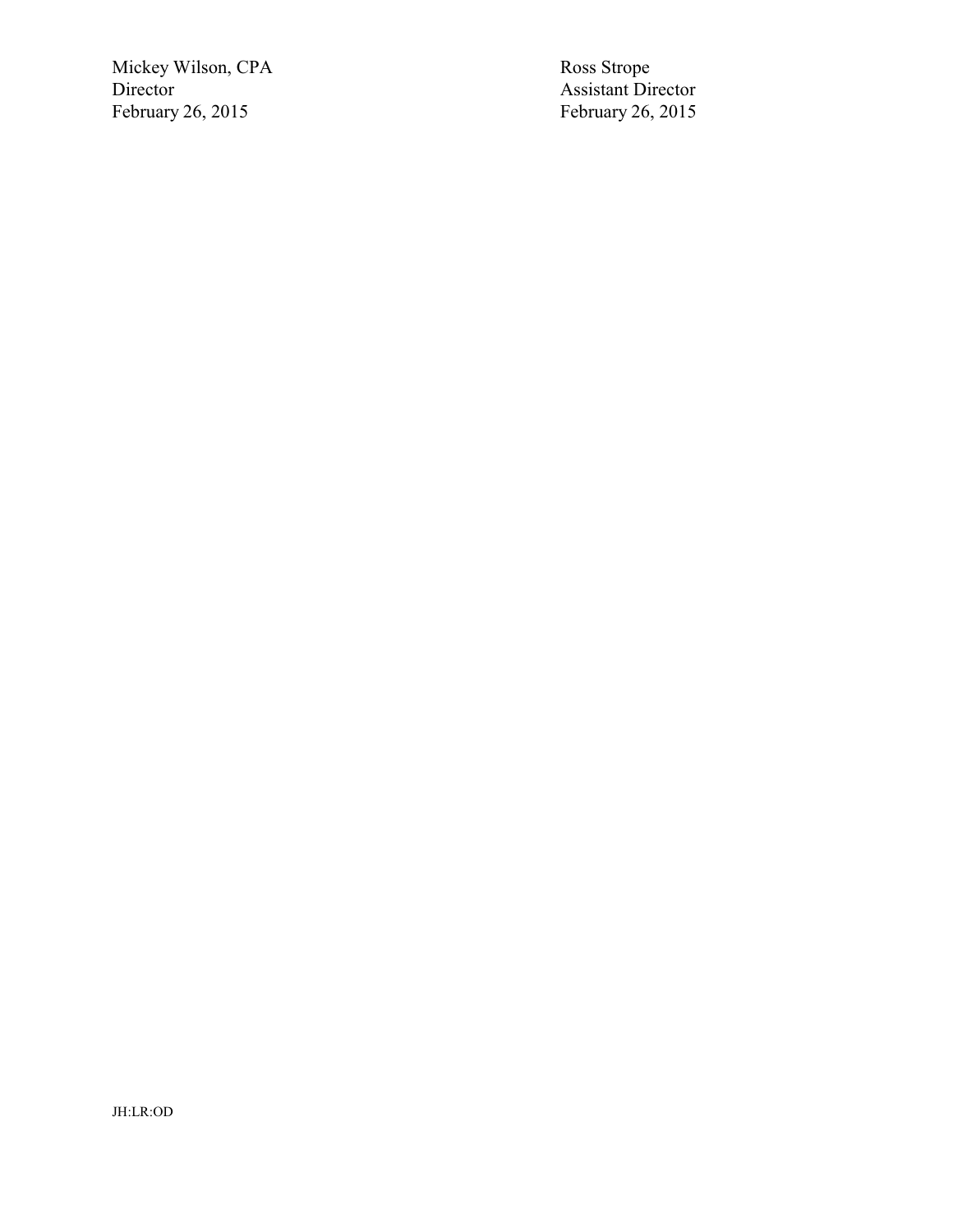Mickey Wilson, CPA
Director
February 26, 2015

Ross Strope
Assistant Director
February 26, 2015

JH:LR:OD